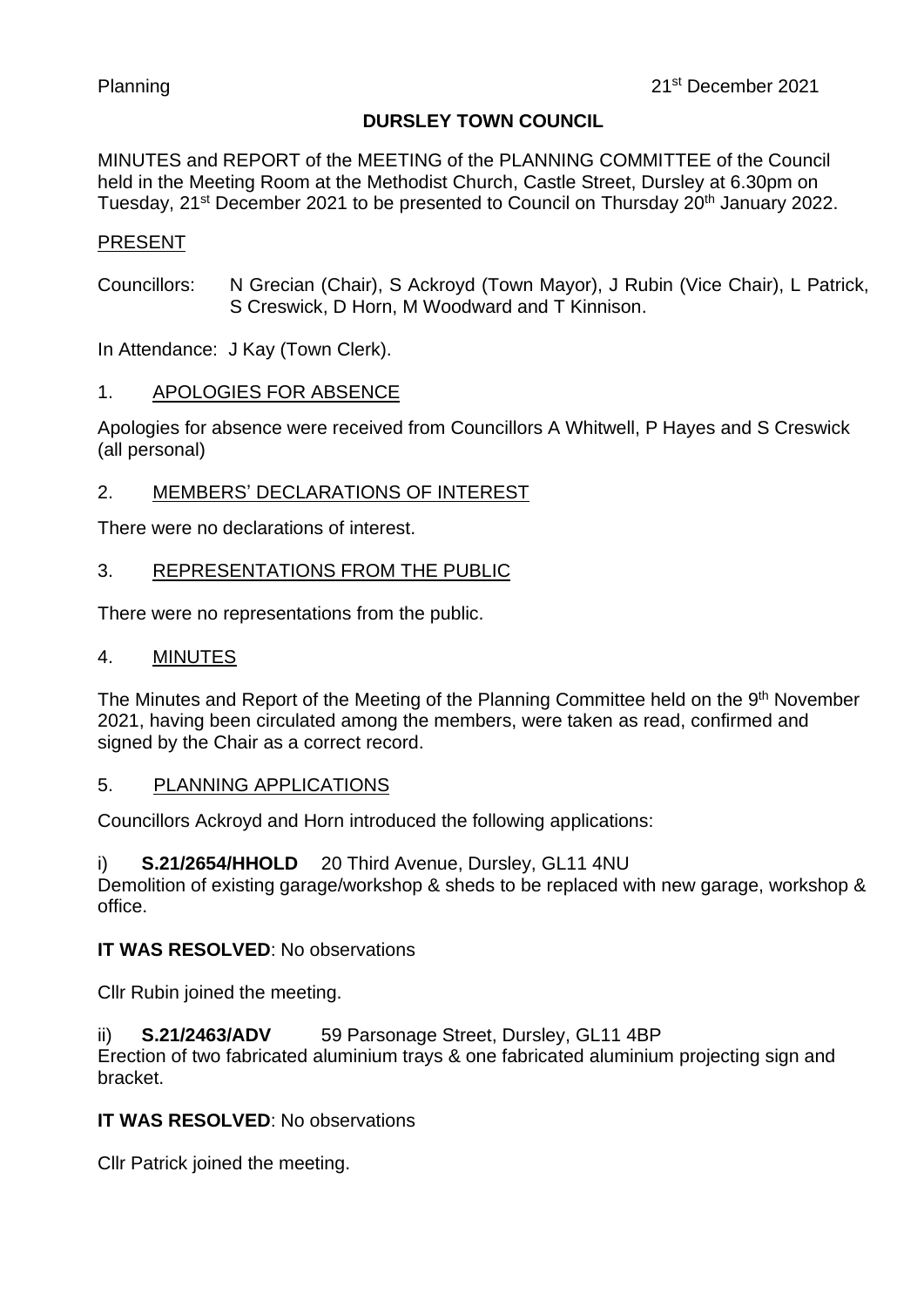Planning 21st December 2021

# DURSLEY TOWN COUNCIL

MINUTES and REPORT of the MEETING of the PLANNING COMMITTEE of the Council held in the Meeting Room at the Methodist Church, Castle Street, Dursley at 6.30pm on Tuesday, 21st December 2021 to be presented to Council on Thursday 20th January 2022.

## PRESENT

Councillors: N Grecian (Chair), S Ackroyd (Town Mayor), J Rubin (Vice Chair), L Patrick, S Creswick, D Horn, M Woodward and T Kinnison.

In Attendance: J Kay (Town Clerk).

## 1. APOLOGIES FOR ABSENCE

Apologies for absence were received from Councillors A Whitwell, P Hayes and S Creswick (all personal)

## 2. MEMBERS' DECLARATIONS OF INTEREST

There were no declarations of interest.

## 3. REPRESENTATIONS FROM THE PUBLIC

There were no representations from the public.

## 4. MINUTES

The Minutes and Report of the Meeting of the Planning Committee held on the 9th November 2021, having been circulated among the members, were taken as read, confirmed and signed by the Chair as a correct record.

## 5. PLANNING APPLICATIONS

Councillors Ackroyd and Horn introduced the following applications:

i) **S.21/2654/HHOLD** 20 Third Avenue, Dursley, GL11 4NU
Demolition of existing garage/workshop & sheds to be replaced with new garage, workshop & office.

**IT WAS RESOLVED**: No observations

Cllr Rubin joined the meeting.

ii) **S.21/2463/ADV** 59 Parsonage Street, Dursley, GL11 4BP
Erection of two fabricated aluminium trays & one fabricated aluminium projecting sign and bracket.

**IT WAS RESOLVED**: No observations

Cllr Patrick joined the meeting.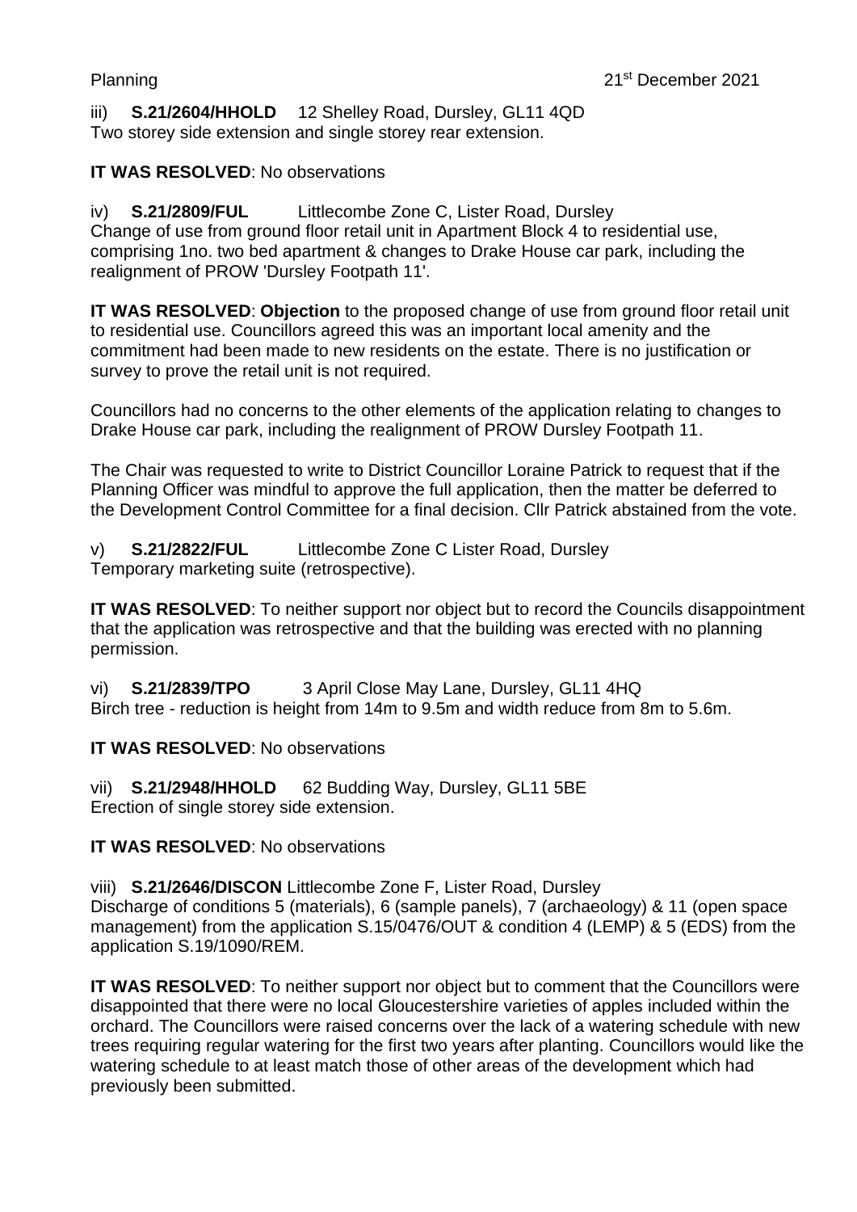iii) **S.21/2604/HHOLD** 12 Shelley Road, Dursley, GL11 4QD
Two storey side extension and single storey rear extension.

**IT WAS RESOLVED**: No observations

iv) **S.21/2809/FUL** Littlecombe Zone C, Lister Road, Dursley
Change of use from ground floor retail unit in Apartment Block 4 to residential use, comprising 1no. two bed apartment & changes to Drake House car park, including the realignment of PROW 'Dursley Footpath 11'.

**IT WAS RESOLVED**: **Objection** to the proposed change of use from ground floor retail unit to residential use. Councillors agreed this was an important local amenity and the commitment had been made to new residents on the estate. There is no justification or survey to prove the retail unit is not required.

Councillors had no concerns to the other elements of the application relating to changes to Drake House car park, including the realignment of PROW Dursley Footpath 11.

The Chair was requested to write to District Councillor Loraine Patrick to request that if the Planning Officer was mindful to approve the full application, then the matter be deferred to the Development Control Committee for a final decision. Cllr Patrick abstained from the vote.

v) **S.21/2822/FUL** Littlecombe Zone C Lister Road, Dursley
Temporary marketing suite (retrospective).

**IT WAS RESOLVED**: To neither support nor object but to record the Councils disappointment that the application was retrospective and that the building was erected with no planning permission.

vi) **S.21/2839/TPO** 3 April Close May Lane, Dursley, GL11 4HQ
Birch tree - reduction is height from 14m to 9.5m and width reduce from 8m to 5.6m.

**IT WAS RESOLVED**: No observations

vii) **S.21/2948/HHOLD** 62 Budding Way, Dursley, GL11 5BE
Erection of single storey side extension.

**IT WAS RESOLVED**: No observations

viii) **S.21/2646/DISCON** Littlecombe Zone F, Lister Road, Dursley
Discharge of conditions 5 (materials), 6 (sample panels), 7 (archaeology) & 11 (open space management) from the application S.15/0476/OUT & condition 4 (LEMP) & 5 (EDS) from the application S.19/1090/REM.

**IT WAS RESOLVED**: To neither support nor object but to comment that the Councillors were disappointed that there were no local Gloucestershire varieties of apples included within the orchard. The Councillors were raised concerns over the lack of a watering schedule with new trees requiring regular watering for the first two years after planting. Councillors would like the watering schedule to at least match those of other areas of the development which had previously been submitted.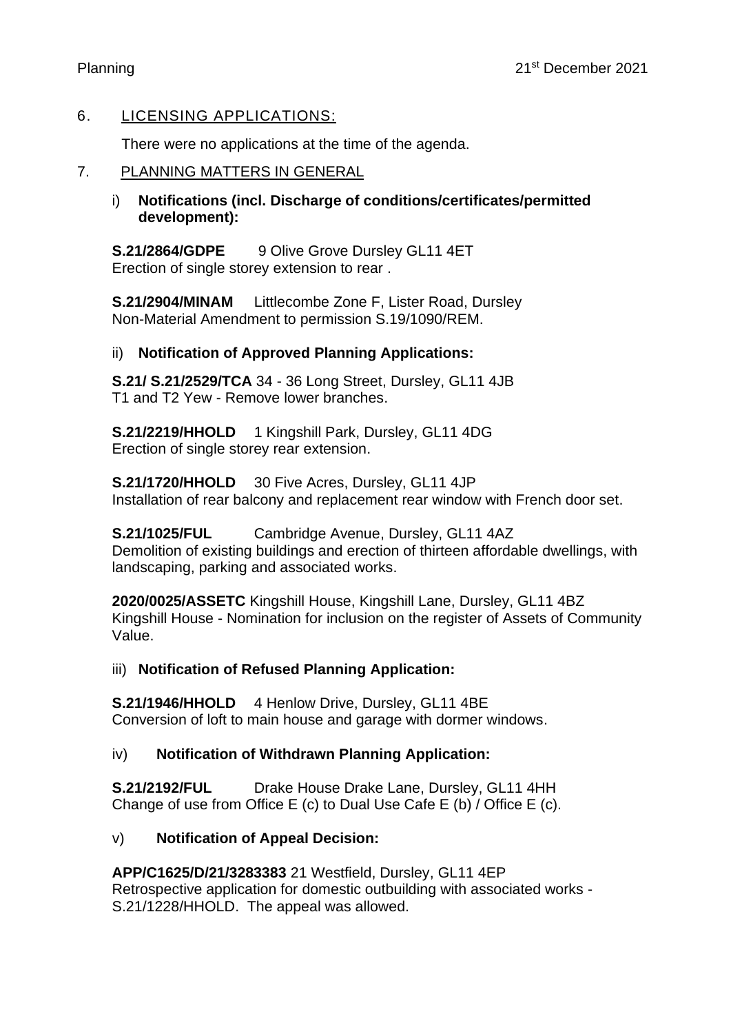## 6. LICENSING APPLICATIONS:

There were no applications at the time of the agenda.

## 7. PLANNING MATTERS IN GENERAL

### i) **Notifications (incl. Discharge of conditions/certificates/permitted development):**

**S.21/2864/GDPE** 9 Olive Grove Dursley GL11 4ET
Erection of single storey extension to rear .

**S.21/2904/MINAM** Littlecombe Zone F, Lister Road, Dursley
Non-Material Amendment to permission S.19/1090/REM.

### ii) **Notification of Approved Planning Applications:**

**S.21/ S.21/2529/TCA** 34 - 36 Long Street, Dursley, GL11 4JB
T1 and T2 Yew - Remove lower branches.

**S.21/2219/HHOLD** 1 Kingshill Park, Dursley, GL11 4DG
Erection of single storey rear extension.

**S.21/1720/HHOLD** 30 Five Acres, Dursley, GL11 4JP
Installation of rear balcony and replacement rear window with French door set.

**S.21/1025/FUL** Cambridge Avenue, Dursley, GL11 4AZ
Demolition of existing buildings and erection of thirteen affordable dwellings, with landscaping, parking and associated works.

**2020/0025/ASSETC** Kingshill House, Kingshill Lane, Dursley, GL11 4BZ
Kingshill House - Nomination for inclusion on the register of Assets of Community Value.

### iii) **Notification of Refused Planning Application:**

**S.21/1946/HHOLD** 4 Henlow Drive, Dursley, GL11 4BE
Conversion of loft to main house and garage with dormer windows.

### iv) **Notification of Withdrawn Planning Application:**

**S.21/2192/FUL** Drake House Drake Lane, Dursley, GL11 4HH
Change of use from Office E (c) to Dual Use Cafe E (b) / Office E (c).

### v) **Notification of Appeal Decision:**

**APP/C1625/D/21/3283383** 21 Westfield, Dursley, GL11 4EP
Retrospective application for domestic outbuilding with associated works - S.21/1228/HHOLD. The appeal was allowed.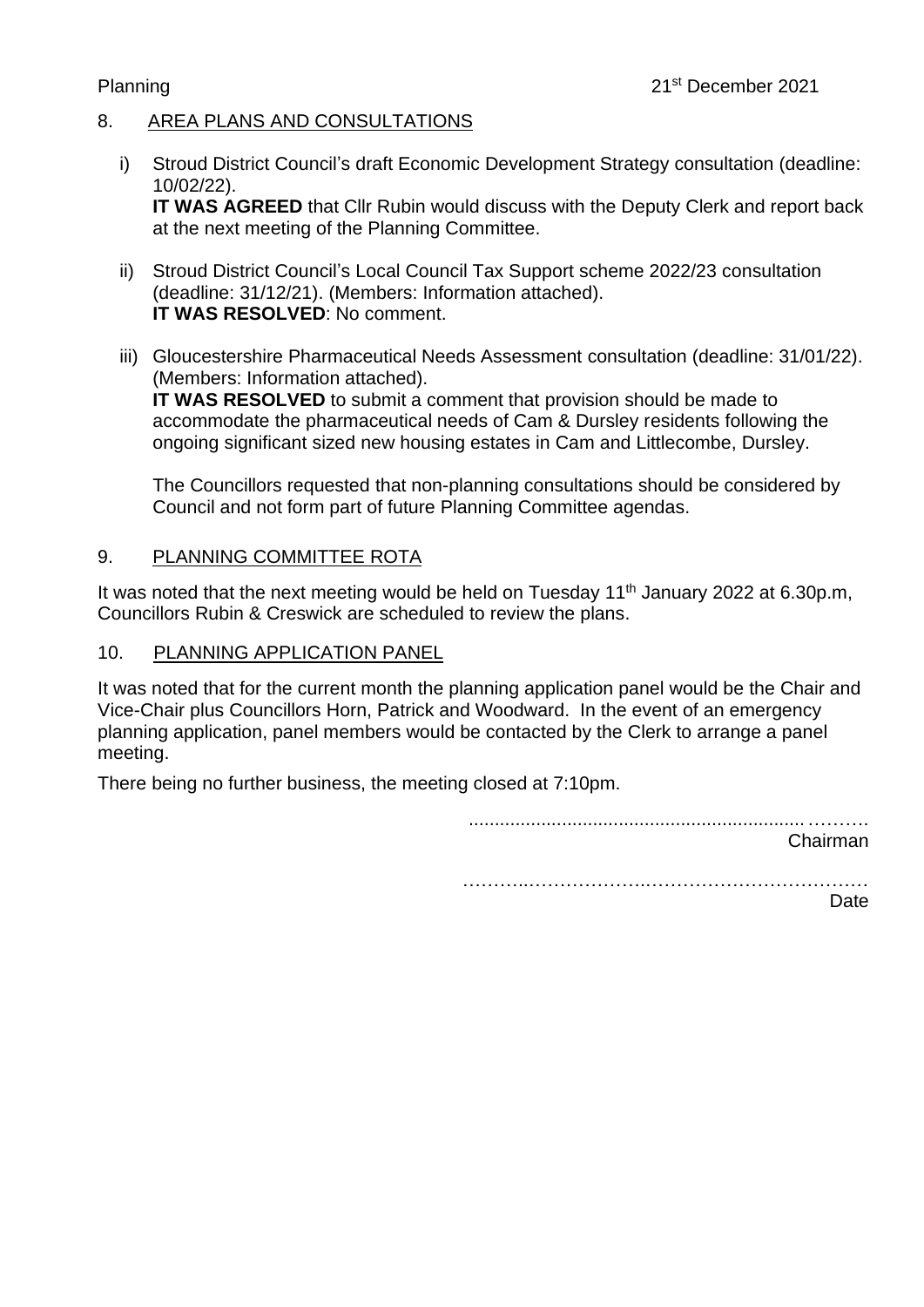## 8. AREA PLANS AND CONSULTATIONS

i) Stroud District Council's draft Economic Development Strategy consultation (deadline: 10/02/22).
**IT WAS AGREED** that Cllr Rubin would discuss with the Deputy Clerk and report back at the next meeting of the Planning Committee.

ii) Stroud District Council's Local Council Tax Support scheme 2022/23 consultation (deadline: 31/12/21). (Members: Information attached).
**IT WAS RESOLVED**: No comment.

iii) Gloucestershire Pharmaceutical Needs Assessment consultation (deadline: 31/01/22). (Members: Information attached).
**IT WAS RESOLVED** to submit a comment that provision should be made to accommodate the pharmaceutical needs of Cam & Dursley residents following the ongoing significant sized new housing estates in Cam and Littlecombe, Dursley.

The Councillors requested that non-planning consultations should be considered by Council and not form part of future Planning Committee agendas.

## 9. PLANNING COMMITTEE ROTA

It was noted that the next meeting would be held on Tuesday 11th January 2022 at 6.30p.m, Councillors Rubin & Creswick are scheduled to review the plans.

## 10. PLANNING APPLICATION PANEL

It was noted that for the current month the planning application panel would be the Chair and Vice-Chair plus Councillors Horn, Patrick and Woodward. In the event of an emergency planning application, panel members would be contacted by the Clerk to arrange a panel meeting.

There being no further business, the meeting closed at 7:10pm.

.........................................................................
Chairman

.........................................................................
Date